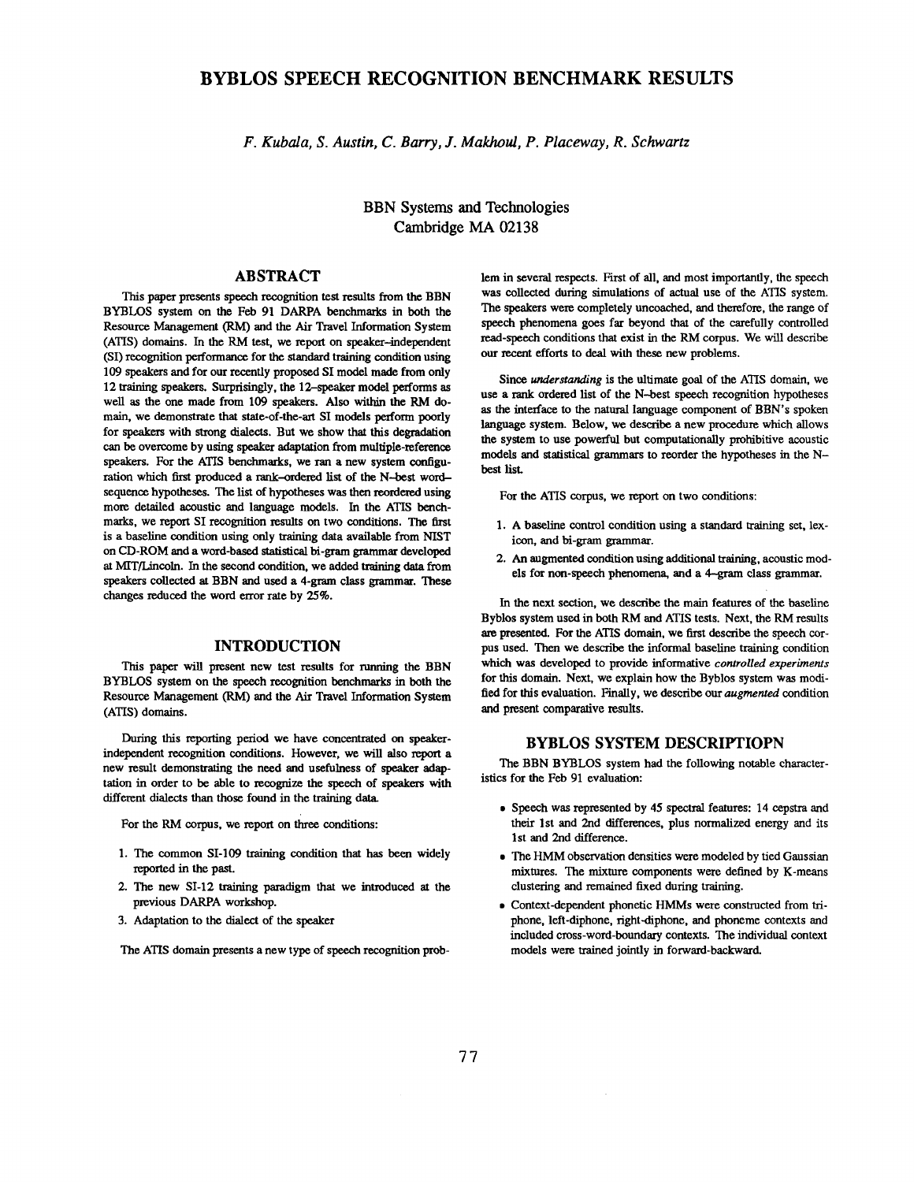# BYBLOS SPEECH RECOGNITION BENCHMARK RESULTS

*F. Kubala, S. Austin, C. Barry, J. Makhoul, P. Placeway, R. Schwartz*

BBN Systems and Technologies
Cambridge MA 02138

## ABSTRACT

This paper presents speech recognition test results from the BBN BYBLOS system on the Feb 91 DARPA benchmarks in both the Resource Management (RM) and the Air Travel Information System (ATIS) domains. In the RM test, we report on speaker–independent (SI) recognition performance for the standard training condition using 109 speakers and for our recently proposed SI model made from only 12 training speakers. Surprisingly, the 12–speaker model performs as well as the one made from 109 speakers. Also within the RM domain, we demonstrate that state-of-the-art SI models perform poorly for speakers with strong dialects. But we show that this degradation can be overcome by using speaker adaptation from multiple-reference speakers. For the ATIS benchmarks, we ran a new system configuration which first produced a rank–ordered list of the N–best word–sequence hypotheses. The list of hypotheses was then reordered using more detailed acoustic and language models. In the ATIS benchmarks, we report SI recognition results on two conditions. The first is a baseline condition using only training data available from NIST on CD-ROM and a word-based statistical bi-gram grammar developed at MIT/Lincoln. In the second condition, we added training data from speakers collected at BBN and used a 4-gram class grammar. These changes reduced the word error rate by 25%.

## INTRODUCTION

This paper will present new test results for running the BBN BYBLOS system on the speech recognition benchmarks in both the Resource Management (RM) and the Air Travel Information System (ATIS) domains.

During this reporting period we have concentrated on speaker-independent recognition conditions. However, we will also report a new result demonstrating the need and usefulness of speaker adaptation in order to be able to recognize the speech of speakers with different dialects than those found in the training data.

For the RM corpus, we report on three conditions:

1. The common SI-109 training condition that has been widely reported in the past.
2. The new SI-12 training paradigm that we introduced at the previous DARPA workshop.
3. Adaptation to the dialect of the speaker

The ATIS domain presents a new type of speech recognition problem in several respects. First of all, and most importantly, the speech was collected during simulations of actual use of the ATIS system. The speakers were completely uncoached, and therefore, the range of speech phenomena goes far beyond that of the carefully controlled read-speech conditions that exist in the RM corpus. We will describe our recent efforts to deal with these new problems.

Since *understanding* is the ultimate goal of the ATIS domain, we use a rank ordered list of the N–best speech recognition hypotheses as the interface to the natural language component of BBN's spoken language system. Below, we describe a new procedure which allows the system to use powerful but computationally prohibitive acoustic models and statistical grammars to reorder the hypotheses in the N–best list.

For the ATIS corpus, we report on two conditions:

1. A baseline control condition using a standard training set, lexicon, and bi-gram grammar.
2. An augmented condition using additional training, acoustic models for non-speech phenomena, and a 4–gram class grammar.

In the next section, we describe the main features of the baseline Byblos system used in both RM and ATIS tests. Next, the RM results are presented. For the ATIS domain, we first describe the speech corpus used. Then we describe the informal baseline training condition which was developed to provide informative *controlled experiments* for this domain. Next, we explain how the Byblos system was modified for this evaluation. Finally, we describe our *augmented* condition and present comparative results.

## BYBLOS SYSTEM DESCRIPTIOPN

The BBN BYBLOS system had the following notable characteristics for the Feb 91 evaluation:

- Speech was represented by 45 spectral features: 14 cepstra and their 1st and 2nd differences, plus normalized energy and its 1st and 2nd difference.
- The HMM observation densities were modeled by tied Gaussian mixtures. The mixture components were defined by K-means clustering and remained fixed during training.
- Context-dependent phonetic HMMs were constructed from triphone, left-diphone, right-diphone, and phoneme contexts and included cross-word-boundary contexts. The individual context models were trained jointly in forward-backward.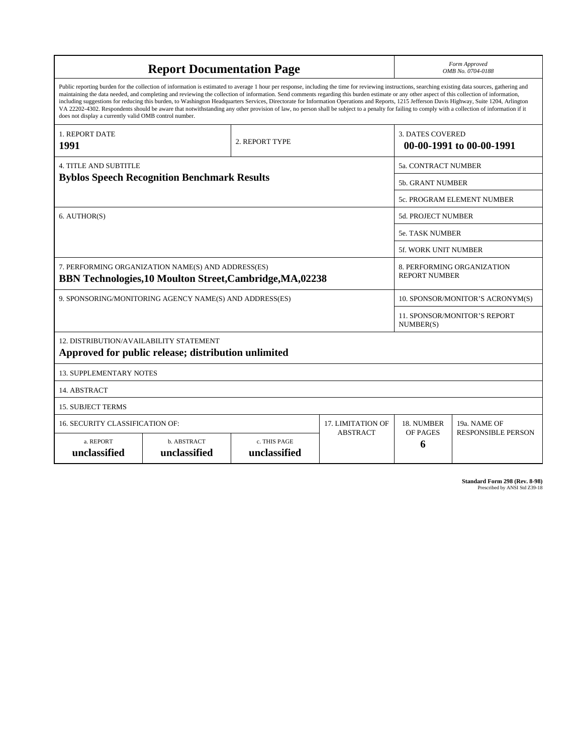# Report Documentation Page

*Form Approved*
*OMB No. 0704-0188*

Public reporting burden for the collection of information is estimated to average 1 hour per response, including the time for reviewing instructions, searching existing data sources, gathering and maintaining the data needed, and completing and reviewing the collection of information. Send comments regarding this burden estimate or any other aspect of this collection of information, including suggestions for reducing this burden, to Washington Headquarters Services, Directorate for Information Operations and Reports, 1215 Jefferson Davis Highway, Suite 1204, Arlington VA 22202-4302. Respondents should be aware that notwithstanding any other provision of law, no person shall be subject to a penalty for failing to comply with a collection of information if it does not display a currently valid OMB control number.

| | | |
|---|---|---|
| 1. REPORT DATE **1991** | 2. REPORT TYPE | 3. DATES COVERED **00-00-1991 to 00-00-1991** |
| 4. TITLE AND SUBTITLE **Byblos Speech Recognition Benchmark Results** | | 5a. CONTRACT NUMBER |
| | | 5b. GRANT NUMBER |
| | | 5c. PROGRAM ELEMENT NUMBER |
| 6. AUTHOR(S) | | 5d. PROJECT NUMBER |
| | | 5e. TASK NUMBER |
| | | 5f. WORK UNIT NUMBER |
| 7. PERFORMING ORGANIZATION NAME(S) AND ADDRESS(ES) **BBN Technologies,10 Moulton Street,Cambridge,MA,02238** | | 8. PERFORMING ORGANIZATION REPORT NUMBER |
| 9. SPONSORING/MONITORING AGENCY NAME(S) AND ADDRESS(ES) | | 10. SPONSOR/MONITOR'S ACRONYM(S) |
| | | 11. SPONSOR/MONITOR'S REPORT NUMBER(S) |

12. DISTRIBUTION/AVAILABILITY STATEMENT
**Approved for public release; distribution unlimited**

13. SUPPLEMENTARY NOTES

14. ABSTRACT

15. SUBJECT TERMS

| 16. SECURITY CLASSIFICATION OF: | | | 17. LIMITATION OF ABSTRACT | 18. NUMBER OF PAGES | 19a. NAME OF RESPONSIBLE PERSON |
|---|---|---|---|---|---|
| a. REPORT **unclassified** | b. ABSTRACT **unclassified** | c. THIS PAGE **unclassified** | | **6** | |

**Standard Form 298 (Rev. 8-98)**
Prescribed by ANSI Std Z39-18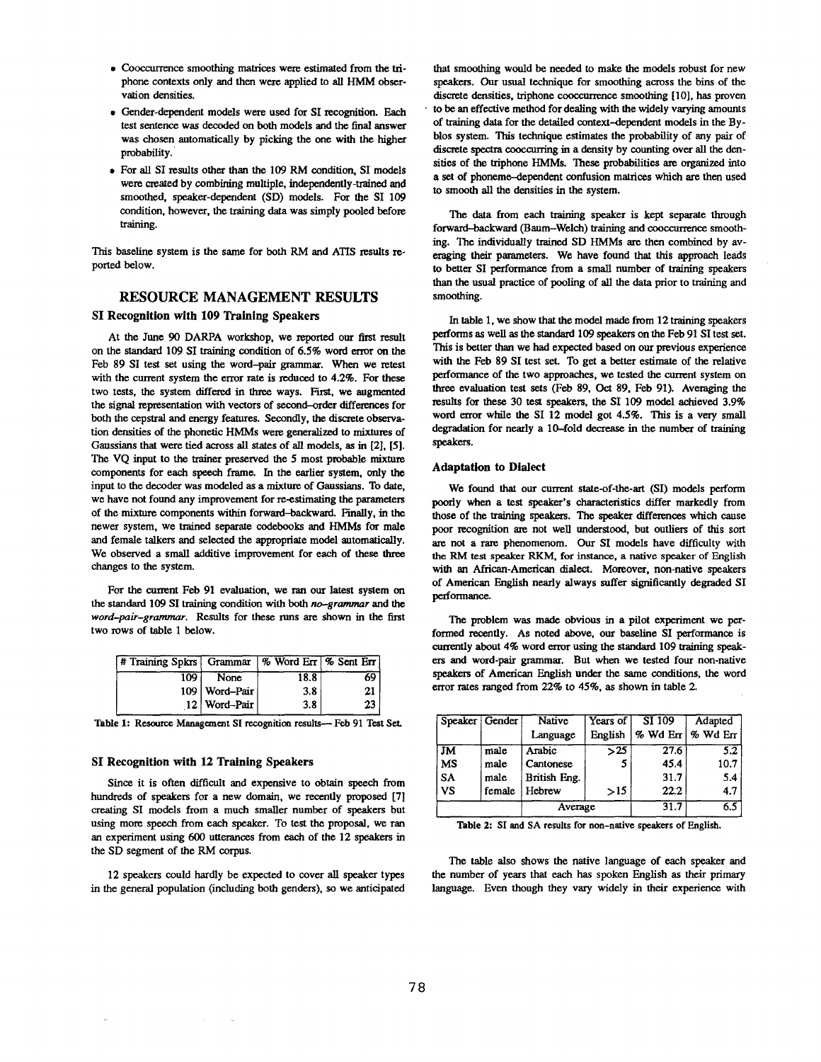- Cooccurrence smoothing matrices were estimated from the triphone contexts only and then were applied to all HMM observation densities.
- Gender-dependent models were used for SI recognition. Each test sentence was decoded on both models and the final answer was chosen automatically by picking the one with the higher probability.
- For all SI results other than the 109 RM condition, SI models were created by combining multiple, independently-trained and smoothed, speaker-dependent (SD) models. For the SI 109 condition, however, the training data was simply pooled before training.

This baseline system is the same for both RM and ATIS results reported below.

## RESOURCE MANAGEMENT RESULTS

### SI Recognition with 109 Training Speakers

At the June 90 DARPA workshop, we reported our first result on the standard 109 SI training condition of 6.5% word error on the Feb 89 SI test set using the word-pair grammar. When we retest with the current system the error rate is reduced to 4.2%. For these two tests, the system differed in three ways. First, we augmented the signal representation with vectors of second-order differences for both the cepstral and energy features. Secondly, the discrete observation densities of the phonetic HMMs were generalized to mixtures of Gaussians that were tied across all states of all models, as in [2], [5]. The VQ input to the trainer preserved the 5 most probable mixture components for each speech frame. In the earlier system, only the input to the decoder was modeled as a mixture of Gaussians. To date, we have not found any improvement for re-estimating the parameters of the mixture components within forward-backward. Finally, in the newer system, we trained separate codebooks and HMMs for male and female talkers and selected the appropriate model automatically. We observed a small additive improvement for each of these three changes to the system.

For the current Feb 91 evaluation, we ran our latest system on the standard 109 SI training condition with both *no-grammar* and the *word-pair-grammar*. Results for these runs are shown in the first two rows of table 1 below.

| # Training Spkrs | Grammar | % Word Err | % Sent Err |
|---|---|---|---|
| 109 | None | 18.8 | 69 |
| 109 | Word-Pair | 3.8 | 21 |
| 12 | Word-Pair | 3.8 | 23 |

Table 1: Resource Management SI recognition results— Feb 91 Test Set.

### SI Recognition with 12 Training Speakers

Since it is often difficult and expensive to obtain speech from hundreds of speakers for a new domain, we recently proposed [7] creating SI models from a much smaller number of speakers but using more speech from each speaker. To test the proposal, we ran an experiment using 600 utterances from each of the 12 speakers in the SD segment of the RM corpus.

12 speakers could hardly be expected to cover all speaker types in the general population (including both genders), so we anticipated that smoothing would be needed to make the models robust for new speakers. Our usual technique for smoothing across the bins of the discrete densities, triphone cooccurrence smoothing [10], has proven to be an effective method for dealing with the widely varying amounts of training data for the detailed context-dependent models in the Byblos system. This technique estimates the probability of any pair of discrete spectra cooccurring in a density by counting over all the densities of the triphone HMMs. These probabilities are organized into a set of phoneme-dependent confusion matrices which are then used to smooth all the densities in the system.

The data from each training speaker is kept separate through forward-backward (Baum-Welch) training and cooccurrence smoothing. The individually trained SD HMMs are then combined by averaging their parameters. We have found that this approach leads to better SI performance from a small number of training speakers than the usual practice of pooling of all the data prior to training and smoothing.

In table 1, we show that the model made from 12 training speakers performs as well as the standard 109 speakers on the Feb 91 SI test set. This is better than we had expected based on our previous experience with the Feb 89 SI test set. To get a better estimate of the relative performance of the two approaches, we tested the current system on three evaluation test sets (Feb 89, Oct 89, Feb 91). Averaging the results for these 30 test speakers, the SI 109 model achieved 3.9% word error while the SI 12 model got 4.5%. This is a very small degradation for nearly a 10-fold decrease in the number of training speakers.

### Adaptation to Dialect

We found that our current state-of-the-art (SI) models perform poorly when a test speaker's characteristics differ markedly from those of the training speakers. The speaker differences which cause poor recognition are not well understood, but outliers of this sort are not a rare phenomenom. Our SI models have difficulty with the RM test speaker RKM, for instance, a native speaker of English with an African-American dialect. Moreover, non-native speakers of American English nearly always suffer significantly degraded SI performance.

The problem was made obvious in a pilot experiment we performed recently. As noted above, our baseline SI performance is currently about 4% word error using the standard 109 training speakers and word-pair grammar. But when we tested four non-native speakers of American English under the same conditions, the word error rates ranged from 22% to 45%, as shown in table 2.

| Speaker | Gender | Native Language | Years of English | SI 109 % Wd Err | Adapted % Wd Err |
|---|---|---|---|---|---|
| JM | male | Arabic | >25 | 27.6 | 5.2 |
| MS | male | Cantonese | 5 | 45.4 | 10.7 |
| SA | male | British Eng. | | 31.7 | 5.4 |
| VS | female | Hebrew | >15 | 22.2 | 4.7 |
| | | Average | | 31.7 | 6.5 |

Table 2: SI and SA results for non-native speakers of English.

The table also shows the native language of each speaker and the number of years that each has spoken English as their primary language. Even though they vary widely in their experience with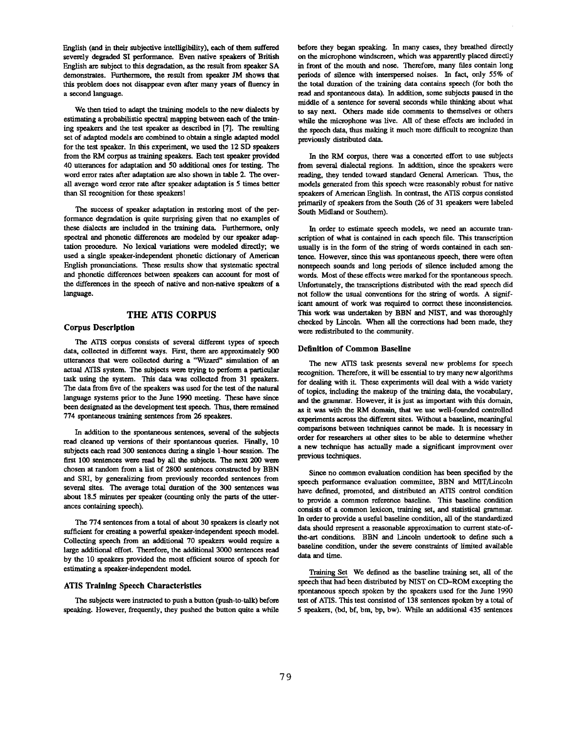English (and in their subjective intelligibility), each of them suffered severely degraded SI performance. Even native speakers of British English are subject to this degradation, as the result from speaker SA demonstrates. Furthermore, the result from speaker JM shows that this problem does not disappear even after many years of fluency in a second language.

We then tried to adapt the training models to the new dialects by estimating a probabilistic spectral mapping between each of the training speakers and the test speaker as described in [7]. The resulting set of adapted models are combined to obtain a single adapted model for the test speaker. In this experiment, we used the 12 SD speakers from the RM corpus as training speakers. Each test speaker provided 40 utterances for adaptation and 50 additional ones for testing. The word error rates after adaptation are also shown in table 2. The overall average word error rate after speaker adaptation is 5 times better than SI recognition for these speakers!

The success of speaker adaptation in restoring most of the performance degradation is quite surprising given that no examples of these dialects are included in the training data. Furthermore, only spectral and phonetic differences are modeled by our speaker adaptation procedure. No lexical variations were modeled directly; we used a single speaker-independent phonetic dictionary of American English pronunciations. These results show that systematic spectral and phonetic differences between speakers can account for most of the differences in the speech of native and non-native speakers of a language.

## THE ATIS CORPUS

### Corpus Description

The ATIS corpus consists of several different types of speech data, collected in different ways. First, there are approximately 900 utterances that were collected during a "Wizard" simulation of an actual ATIS system. The subjects were trying to perform a particular task using the system. This data was collected from 31 speakers. The data from five of the speakers was used for the test of the natural language systems prior to the June 1990 meeting. These have since been designated as the development test speech. Thus, there remained 774 spontaneous training sentences from 26 speakers.

In addition to the spontaneous sentences, several of the subjects read cleaned up versions of their spontaneous queries. Finally, 10 subjects each read 300 sentences during a single 1-hour session. The first 100 sentences were read by all the subjects. The next 200 were chosen at random from a list of 2800 sentences constructed by BBN and SRI, by generalizing from previously recorded sentences from several sites. The average total duration of the 300 sentences was about 18.5 minutes per speaker (counting only the parts of the utterances containing speech).

The 774 sentences from a total of about 30 speakers is clearly not sufficient for creating a powerful speaker-independent speech model. Collecting speech from an additional 70 speakers would require a large additional effort. Therefore, the additional 3000 sentences read by the 10 speakers provided the most efficient source of speech for estimating a speaker-independent model.

### ATIS Training Speech Characteristics

The subjects were instructed to push a button (push-to-talk) before speaking. However, frequently, they pushed the button quite a while before they began speaking. In many cases, they breathed directly on the microphone windscreen, which was apparently placed directly in front of the mouth and nose. Therefore, many files contain long periods of silence with interspersed noises. In fact, only 55% of the total duration of the training data contains speech (for both the read and spontaneous data). In addition, some subjects paused in the middle of a sentence for several seconds while thinking about what to say next. Others made side comments to themselves or others while the microphone was live. All of these effects are included in the speech data, thus making it much more difficult to recognize than previously distributed data.

In the RM corpus, there was a concerted effort to use subjects from several dialectal regions. In addition, since the speakers were reading, they tended toward standard General American. Thus, the models generated from this speech were reasonably robust for native speakers of American English. In contrast, the ATIS corpus consisted primarily of speakers from the South (26 of 31 speakers were labeled South Midland or Southern).

In order to estimate speech models, we need an accurate transcription of what is contained in each speech file. This transcription usually is in the form of the string of words contained in each sentence. However, since this was spontaneous speech, there were often nonspeech sounds and long periods of silence included among the words. Most of these effects were marked for the spontaneous speech. Unfortunately, the transcriptions distributed with the read speech did not follow the usual conventions for the string of words. A significant amount of work was required to correct these inconsistencies. This work was undertaken by BBN and NIST, and was thoroughly checked by Lincoln. When all the corrections had been made, they were redistributed to the community.

### Definition of Common Baseline

The new ATIS task presents several new problems for speech recognition. Therefore, it will be essential to try many new algorithms for dealing with it. These experiments will deal with a wide variety of topics, including the makeup of the training data, the vocabulary, and the grammar. However, it is just as important with this domain, as it was with the RM domain, that we use well-founded controlled experiments across the different sites. Without a baseline, meaningful comparisons between techniques cannot be made. It is necessary in order for researchers at other sites to be able to determine whether a new technique has actually made a significant improvment over previous techniques.

Since no common evaluation condition has been specified by the speech performance evaluation committee, BBN and MIT/Lincoln have defined, promoted, and distributed an ATIS control condition to provide a common reference baseline. This baseline condition consists of a common lexicon, training set, and statistical grammar. In order to provide a useful baseline condition, all of the standardized data should represent a reasonable approximation to current state-of-the-art conditions. BBN and Lincoln undertook to define such a baseline condition, under the severe constraints of limited available data and time.

Training Set We defined as the baseline training set, all of the speech that had been distributed by NIST on CD-ROM excepting the spontaneous speech spoken by the speakers used for the June 1990 test of ATIS. This test consisted of 138 sentences spoken by a total of 5 speakers, (bd, bf, bm, bp, bw). While an additional 435 sentences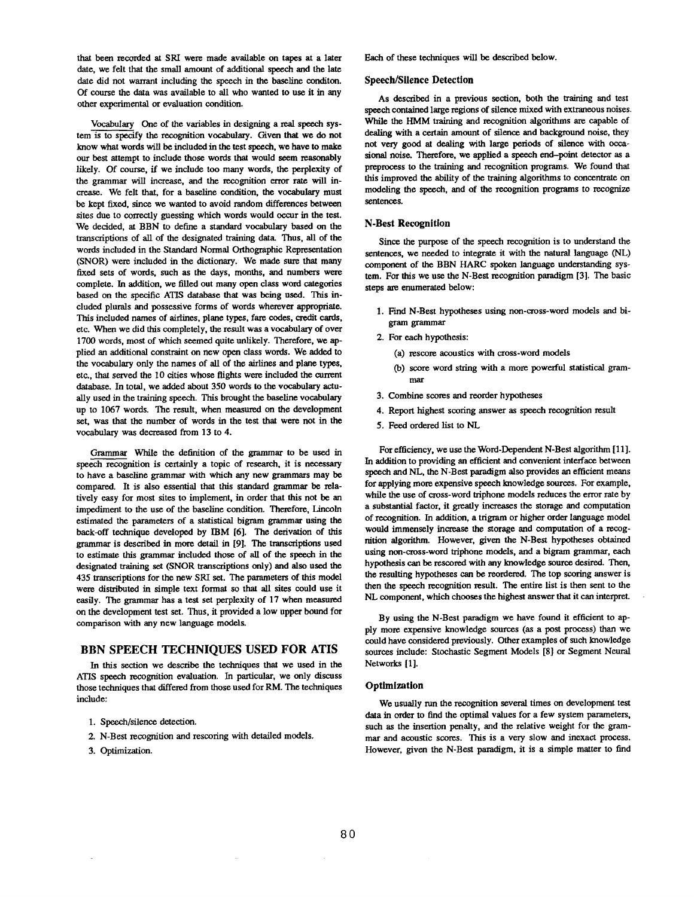that been recorded at SRI were made available on tapes at a later date, we felt that the small amount of additional speech and the late date did not warrant including the speech in the baseline conditon. Of course the data was available to all who wanted to use it in any other experimental or evaluation condition.

Vocabulary One of the variables in designing a real speech system is to specify the recognition vocabulary. Given that we do not know what words will be included in the test speech, we have to make our best attempt to include those words that would seem reasonably likely. Of course, if we include too many words, the perplexity of the grammar will increase, and the recognition error rate will increase. We felt that, for a baseline condition, the vocabulary must be kept fixed, since we wanted to avoid random differences between sites due to correctly guessing which words would occur in the test. We decided, at BBN to define a standard vocabulary based on the transcriptions of all of the designated training data. Thus, all of the words included in the Standard Normal Orthographic Representation (SNOR) were included in the dictionary. We made sure that many fixed sets of words, such as the days, months, and numbers were complete. In addition, we filled out many open class word categories based on the specific ATIS database that was being used. This included plurals and possessive forms of words wherever appropriate. This included names of airlines, plane types, fare codes, credit cards, etc. When we did this completely, the result was a vocabulary of over 1700 words, most of which seemed quite unlikely. Therefore, we applied an additional constraint on new open class words. We added to the vocabulary only the names of all of the airlines and plane types, etc., that served the 10 cities whose flights were included the current database. In total, we added about 350 words to the vocabulary actually used in the training speech. This brought the baseline vocabulary up to 1067 words. The result, when measured on the development set, was that the number of words in the test that were not in the vocabulary was decreased from 13 to 4.

Grammar While the definition of the grammar to be used in speech recognition is certainly a topic of research, it is necessary to have a baseline grammar with which any new grammars may be compared. It is also essential that this standard grammar be relatively easy for most sites to implement, in order that this not be an impediment to the use of the baseline condition. Therefore, Lincoln estimated the parameters of a statistical bigram grammar using the back-off technique developed by IBM [6]. The derivation of this grammar is described in more detail in [9]. The transcriptions used to estimate this grammar included those of all of the speech in the designated training set (SNOR transcriptions only) and also used the 435 transcriptions for the new SRI set. The parameters of this model were distributed in simple text format so that all sites could use it easily. The grammar has a test set perplexity of 17 when measured on the development test set. Thus, it provided a low upper bound for comparison with any new language models.

## BBN SPEECH TECHNIQUES USED FOR ATIS

In this section we describe the techniques that we used in the ATIS speech recognition evaluation. In particular, we only discuss those techniques that differed from those used for RM. The techniques include:

1. Speech/silence detection.
2. N-Best recognition and rescoring with detailed models.
3. Optimization.

Each of these techniques will be described below.

### Speech/Silence Detection

As described in a previous section, both the training and test speech contained large regions of silence mixed with extraneous noises. While the HMM training and recognition algorithms are capable of dealing with a certain amount of silence and background noise, they not very good at dealing with large periods of silence with occasional noise. Therefore, we applied a speech end–point detector as a preprocess to the training and recognition programs. We found that this improved the ability of the training algorithms to concentrate on modeling the speech, and of the recognition programs to recognize sentences.

### N-Best Recognition

Since the purpose of the speech recognition is to understand the sentences, we needed to integrate it with the natural language (NL) component of the BBN HARC spoken language understanding system. For this we use the N-Best recognition paradigm [3]. The basic steps are enumerated below:

1. Find N-Best hypotheses using non-cross-word models and bigram grammar
2. For each hypothesis:
   (a) rescore acoustics with cross-word models
   (b) score word string with a more powerful statistical grammar
3. Combine scores and reorder hypotheses
4. Report highest scoring answer as speech recognition result
5. Feed ordered list to NL

For efficiency, we use the Word-Dependent N-Best algorithm [11]. In addition to providing an efficient and convenient interface between speech and NL, the N-Best paradigm also provides an efficient means for applying more expensive speech knowledge sources. For example, while the use of cross-word triphone models reduces the error rate by a substantial factor, it greatly increases the storage and computation of recognition. In addition, a trigram or higher order language model would immensely increase the storage and computation of a recognition algorithm. However, given the N-Best hypotheses obtained using non-cross-word triphone models, and a bigram grammar, each hypothesis can be rescored with any knowledge source desired. Then, the resulting hypotheses can be reordered. The top scoring answer is then the speech recognition result. The entire list is then sent to the NL component, which chooses the highest answer that it can interpret.

By using the N-Best paradigm we have found it efficient to apply more expensive knowledge sources (as a post process) than we could have considered previously. Other examples of such knowledge sources include: Stochastic Segment Models [8] or Segment Neural Networks [1].

### Optimization

We usually run the recognition several times on development test data in order to find the optimal values for a few system parameters, such as the insertion penalty, and the relative weight for the grammar and acoustic scores. This is a very slow and inexact process. However, given the N-Best paradigm, it is a simple matter to find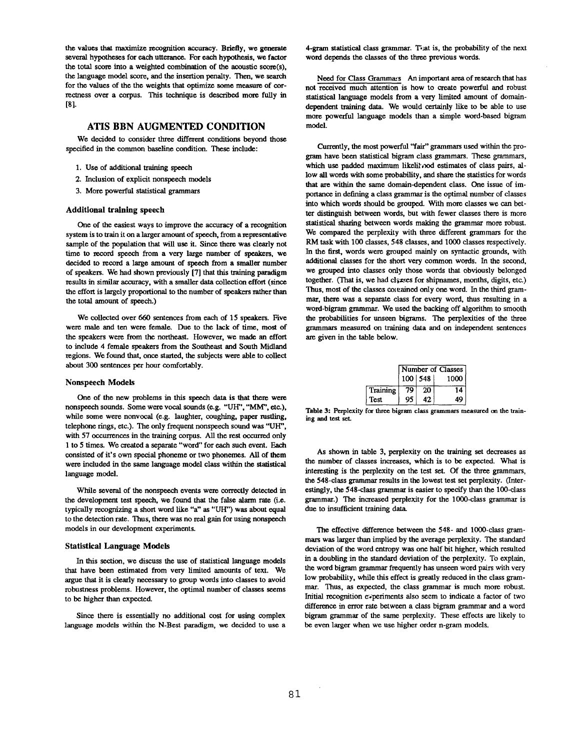the values that maximize recognition accuracy. Briefly, we generate several hypotheses for each utterance. For each hypothesis, we factor the total score into a weighted combination of the acoustic score(s), the language model score, and the insertion penalty. Then, we search for the values of the the weights that optimize some measure of correctness over a corpus. This technique is described more fully in [8].

## ATIS BBN AUGMENTED CONDITION

We decided to consider three different conditions beyond those specified in the common baseline condition. These include:

1. Use of additional training speech
2. Inclusion of explicit nonspeech models
3. More powerful statistical grammars

### Additional training speech

One of the easiest ways to improve the accuracy of a recognition system is to train it on a larger amount of speech, from a representative sample of the population that will use it. Since there was clearly not time to record speech from a very large number of speakers, we decided to record a large amount of speech from a smaller number of speakers. We had shown previously [7] that this training paradigm results in similar accuracy, with a smaller data collection effort (since the effort is largely proportional to the number of speakers rather than the total amount of speech.)

We collected over 660 sentences from each of 15 speakers. Five were male and ten were female. Due to the lack of time, most of the speakers were from the northeast. However, we made an effort to include 4 female speakers from the Southeast and South Midland regions. We found that, once started, the subjects were able to collect about 300 sentences per hour comfortably.

### Nonspeech Models

One of the new problems in this speech data is that there were nonspeech sounds. Some were vocal sounds (e.g. "UH", "MM", etc.), while some were nonvocal (e.g. laughter, coughing, paper rustling, telephone rings, etc.). The only frequent nonspeech sound was "UH", with 57 occurrences in the training corpus. All the rest occurred only 1 to 5 times. We created a separate "word" for each such event. Each consisted of it's own special phoneme or two phonemes. All of them were included in the same language model class within the statistical language model.

While several of the nonspeech events were correctly detected in the development test speech, we found that the false alarm rate (i.e. typically recognizing a short word like "a" as "UH") was about equal to the detection rate. Thus, there was no real gain for using nonspeech models in our development experiments.

### Statistical Language Models

In this section, we discuss the use of statistical language models that have been estimated from very limited amounts of text. We argue that it is clearly necessary to group words into classes to avoid robustness problems. However, the optimal number of classes seems to be higher than expected.

Since there is essentially no additional cost for using complex language models within the N-Best paradigm, we decided to use a 4-gram statistical class grammar. That is, the probability of the next word depends the classes of the three previous words.

Need for Class Grammars An important area of research that has not received much attention is how to create powerful and robust statistical language models from a very limited amount of domain-dependent training data. We would certainly like to be able to use more powerful language models than a simple word-based bigram model.

Currently, the most powerful "fair" grammars used within the program have been statistical bigram class grammars. These grammars, which use padded maximum likelihood estimates of class pairs, allow all words with some probability, and share the statistics for words that are within the same domain-dependent class. One issue of importance in defining a class grammar is the optimal number of classes into which words should be grouped. With more classes we can better distinguish between words, but with fewer classes there is more statistical sharing between words making the grammar more robust. We compared the perplexity with three different grammars for the RM task with 100 classes, 548 classes, and 1000 classes respectively. In the first, words were grouped mainly on syntactic grounds, with additional classes for the short very common words. In the second, we grouped into classes only those words that obviously belonged together. (That is, we had classes for shipnames, months, digits, etc.) Thus, most of the classes contained only one word. In the third grammar, there was a separate class for every word, thus resulting in a word-bigram grammar. We used the backing off algorithm to smooth the probabilities for unseen bigrams. The perplexities of the three grammars measured on training data and on independent sentences are given in the table below.

| | Number of Classes | | |
|---|---|---|---|
| | 100 | 548 | 1000 |
| Training | 79 | 20 | 14 |
| Test | 95 | 42 | 49 |

**Table 3:** Perplexity for three bigram class grammars measured on the training and test set.

As shown in table 3, perplexity on the training set decreases as the number of classes increases, which is to be expected. What is interesting is the perplexity on the test set. Of the three grammars, the 548-class grammar results in the lowest test set perplexity. (Interestingly, the 548-class grammar is easier to specify than the 100-class grammar.) The increased perplexity for the 1000-class grammar is due to insufficient training data.

The effective difference between the 548- and 1000-class grammars was larger than implied by the average perplexity. The standard deviation of the word entropy was one half bit higher, which resulted in a doubling in the standard deviation of the perplexity. To explain, the word bigram grammar frequently has unseen word pairs with very low probability, while this effect is greatly reduced in the class grammar. Thus, as expected, the class grammar is much more robust. Initial recognition experiments also seem to indicate a factor of two difference in error rate between a class bigram grammar and a word bigram grammar of the same perplexity. These effects are likely to be even larger when we use higher order n-gram models.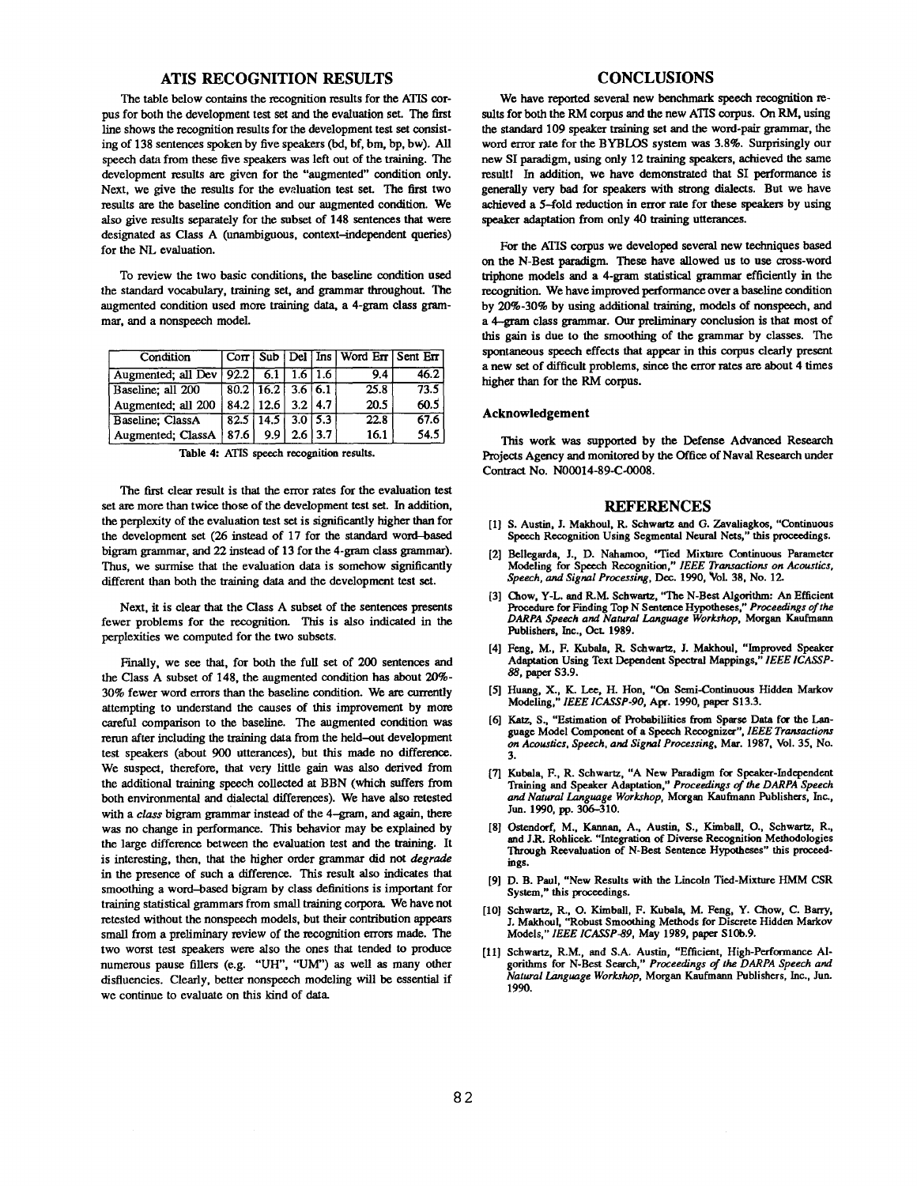## ATIS RECOGNITION RESULTS

The table below contains the recognition results for the ATIS corpus for both the development test set and the evaluation set. The first line shows the recognition results for the development test set consisting of 138 sentences spoken by five speakers (bd, bf, bm, bp, bw). All speech data from these five speakers was left out of the training. The development results are given for the "augmented" condition only. Next, we give the results for the evaluation test set. The first two results are the baseline condition and our augmented condition. We also give results separately for the subset of 148 sentences that were designated as Class A (unambiguous, context-independent queries) for the NL evaluation.

To review the two basic conditions, the baseline condition used the standard vocabulary, training set, and grammar throughout. The augmented condition used more training data, a 4-gram class grammar, and a nonspeech model.

| Condition | Corr | Sub | Del | Ins | Word Err | Sent Err |
|---|---|---|---|---|---|---|
| Augmented; all Dev | 92.2 | 6.1 | 1.6 | 1.6 | 9.4 | 46.2 |
| Baseline; all 200 | 80.2 | 16.2 | 3.6 | 6.1 | 25.8 | 73.5 |
| Augmented; all 200 | 84.2 | 12.6 | 3.2 | 4.7 | 20.5 | 60.5 |
| Baseline; ClassA | 82.5 | 14.5 | 3.0 | 5.3 | 22.8 | 67.6 |
| Augmented; ClassA | 87.6 | 9.9 | 2.6 | 3.7 | 16.1 | 54.5 |

Table 4: ATIS speech recognition results.

The first clear result is that the error rates for the evaluation test set are more than twice those of the development test set. In addition, the perplexity of the evaluation test set is significantly higher than for the development set (26 instead of 17 for the standard word-based bigram grammar, and 22 instead of 13 for the 4-gram class grammar). Thus, we surmise that the evaluation data is somehow significantly different than both the training data and the development test set.

Next, it is clear that the Class A subset of the sentences presents fewer problems for the recognition. This is also indicated in the perplexities we computed for the two subsets.

Finally, we see that, for both the full set of 200 sentences and the Class A subset of 148, the augmented condition has about 20%-30% fewer word errors than the baseline condition. We are currently attempting to understand the causes of this improvement by more careful comparison to the baseline. The augmented condition was rerun after including the training data from the held-out development test speakers (about 900 utterances), but this made no difference. We suspect, therefore, that very little gain was also derived from the additional training speech collected at BBN (which suffers from both environmental and dialectal differences). We have also retested with a *class* bigram grammar instead of the 4-gram, and again, there was no change in performance. This behavior may be explained by the large difference between the evaluation test and the training. It is interesting, then, that the higher order grammar did not *degrade* in the presence of such a difference. This result also indicates that smoothing a word-based bigram by class definitions is important for training statistical grammars from small training corpora. We have not retested without the nonspeech models, but their contribution appears small from a preliminary review of the recognition errors made. The two worst test speakers were also the ones that tended to produce numerous pause fillers (e.g. "UH", "UM") as well as many other disfluencies. Clearly, better nonspeech modeling will be essential if we continue to evaluate on this kind of data.

## CONCLUSIONS

We have reported several new benchmark speech recognition results for both the RM corpus and the new ATIS corpus. On RM, using the standard 109 speaker training set and the word-pair grammar, the word error rate for the BYBLOS system was 3.8%. Surprisingly our new SI paradigm, using only 12 training speakers, achieved the same result! In addition, we have demonstrated that SI performance is generally very bad for speakers with strong dialects. But we have achieved a 5-fold reduction in error rate for these speakers by using speaker adaptation from only 40 training utterances.

For the ATIS corpus we developed several new techniques based on the N-Best paradigm. These have allowed us to use cross-word triphone models and a 4-gram statistical grammar efficiently in the recognition. We have improved performance over a baseline condition by 20%-30% by using additional training, models of nonspeech, and a 4-gram class grammar. Our preliminary conclusion is that most of this gain is due to the smoothing of the grammar by classes. The spontaneous speech effects that appear in this corpus clearly present a new set of difficult problems, since the error rates are about 4 times higher than for the RM corpus.

### Acknowledgement

This work was supported by the Defense Advanced Research Projects Agency and monitored by the Office of Naval Research under Contract No. N00014-89-C-0008.

## REFERENCES

[1] S. Austin, J. Makhoul, R. Schwartz and G. Zavaliagkos, "Continuous Speech Recognition Using Segmental Neural Nets," this proceedings.

[2] Bellegarda, J., D. Nahamoo, "Tied Mixture Continuous Parameter Modeling for Speech Recognition," *IEEE Transactions on Acoustics, Speech, and Signal Processing*, Dec. 1990, Vol. 38, No. 12.

[3] Chow, Y-L. and R.M. Schwartz, "The N-Best Algorithm: An Efficient Procedure for Finding Top N Sentence Hypotheses," *Proceedings of the DARPA Speech and Natural Language Workshop*, Morgan Kaufmann Publishers, Inc., Oct. 1989.

[4] Feng, M., F. Kubala, R. Schwartz, J. Makhoul, "Improved Speaker Adaptation Using Text Dependent Spectral Mappings," *IEEE ICASSP-88*, paper S3.9.

[5] Huang, X., K. Lee, H. Hon, "On Semi-Continuous Hidden Markov Modeling," *IEEE ICASSP-90*, Apr. 1990, paper S13.3.

[6] Katz, S., "Estimation of Probabilities from Sparse Data for the Language Model Component of a Speech Recognizer", *IEEE Transactions on Acoustics, Speech, and Signal Processing*, Mar. 1987, Vol. 35, No. 3.

[7] Kubala, F., R. Schwartz, "A New Paradigm for Speaker-Independent Training and Speaker Adaptation," *Proceedings of the DARPA Speech and Natural Language Workshop*, Morgan Kaufmann Publishers, Inc., Jun. 1990, pp. 306-310.

[8] Ostendorf, M., Kannan, A., Austin, S., Kimball, O., Schwartz, R., and J.R. Rohlicek. "Integration of Diverse Recognition Methodologies Through Reevaluation of N-Best Sentence Hypotheses" this proceedings.

[9] D. B. Paul, "New Results with the Lincoln Tied-Mixture HMM CSR System," this proceedings.

[10] Schwartz, R., O. Kimball, F. Kubala, M. Feng, Y. Chow, C. Barry, J. Makhoul, "Robust Smoothing Methods for Discrete Hidden Markov Models," *IEEE ICASSP-89*, May 1989, paper S10b.9.

[11] Schwartz, R.M., and S.A. Austin, "Efficient, High-Performance Algorithms for N-Best Search," *Proceedings of the DARPA Speech and Natural Language Workshop*, Morgan Kaufmann Publishers, Inc., Jun. 1990.